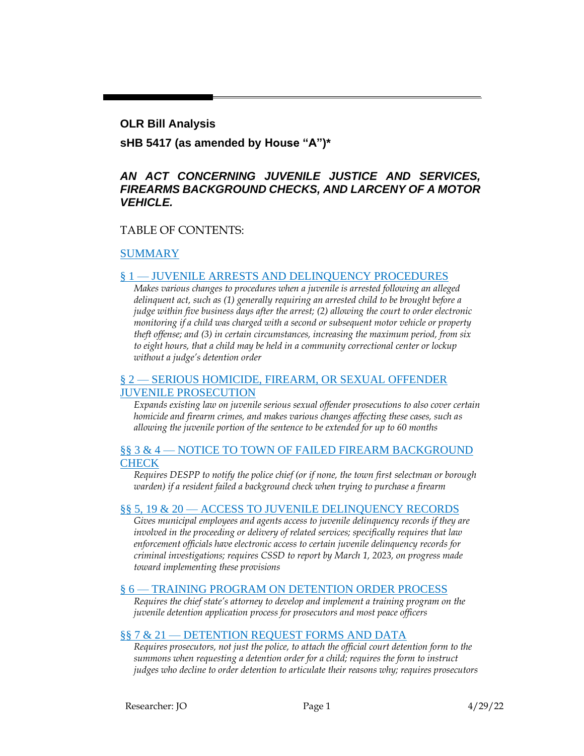**OLR Bill Analysis**

**sHB 5417 (as amended by House "A")***

***AN ACT CONCERNING JUVENILE JUSTICE AND SERVICES, FIREARMS BACKGROUND CHECKS, AND LARCENY OF A MOTOR VEHICLE.***

TABLE OF CONTENTS:

SUMMARY

§ 1 — JUVENILE ARRESTS AND DELINQUENCY PROCEDURES

*Makes various changes to procedures when a juvenile is arrested following an alleged delinquent act, such as (1) generally requiring an arrested child to be brought before a judge within five business days after the arrest; (2) allowing the court to order electronic monitoring if a child was charged with a second or subsequent motor vehicle or property theft offense; and (3) in certain circumstances, increasing the maximum period, from six to eight hours, that a child may be held in a community correctional center or lockup without a judge's detention order*

§ 2 — SERIOUS HOMICIDE, FIREARM, OR SEXUAL OFFENDER JUVENILE PROSECUTION

*Expands existing law on juvenile serious sexual offender prosecutions to also cover certain homicide and firearm crimes, and makes various changes affecting these cases, such as allowing the juvenile portion of the sentence to be extended for up to 60 months*

§§ 3 & 4 — NOTICE TO TOWN OF FAILED FIREARM BACKGROUND CHECK

*Requires DESPP to notify the police chief (or if none, the town first selectman or borough warden) if a resident failed a background check when trying to purchase a firearm*

§§ 5, 19 & 20 — ACCESS TO JUVENILE DELINQUENCY RECORDS

*Gives municipal employees and agents access to juvenile delinquency records if they are involved in the proceeding or delivery of related services; specifically requires that law enforcement officials have electronic access to certain juvenile delinquency records for criminal investigations; requires CSSD to report by March 1, 2023, on progress made toward implementing these provisions*

§ 6 — TRAINING PROGRAM ON DETENTION ORDER PROCESS

*Requires the chief state's attorney to develop and implement a training program on the juvenile detention application process for prosecutors and most peace officers*

§§ 7 & 21 — DETENTION REQUEST FORMS AND DATA

*Requires prosecutors, not just the police, to attach the official court detention form to the summons when requesting a detention order for a child; requires the form to instruct judges who decline to order detention to articulate their reasons why; requires prosecutors*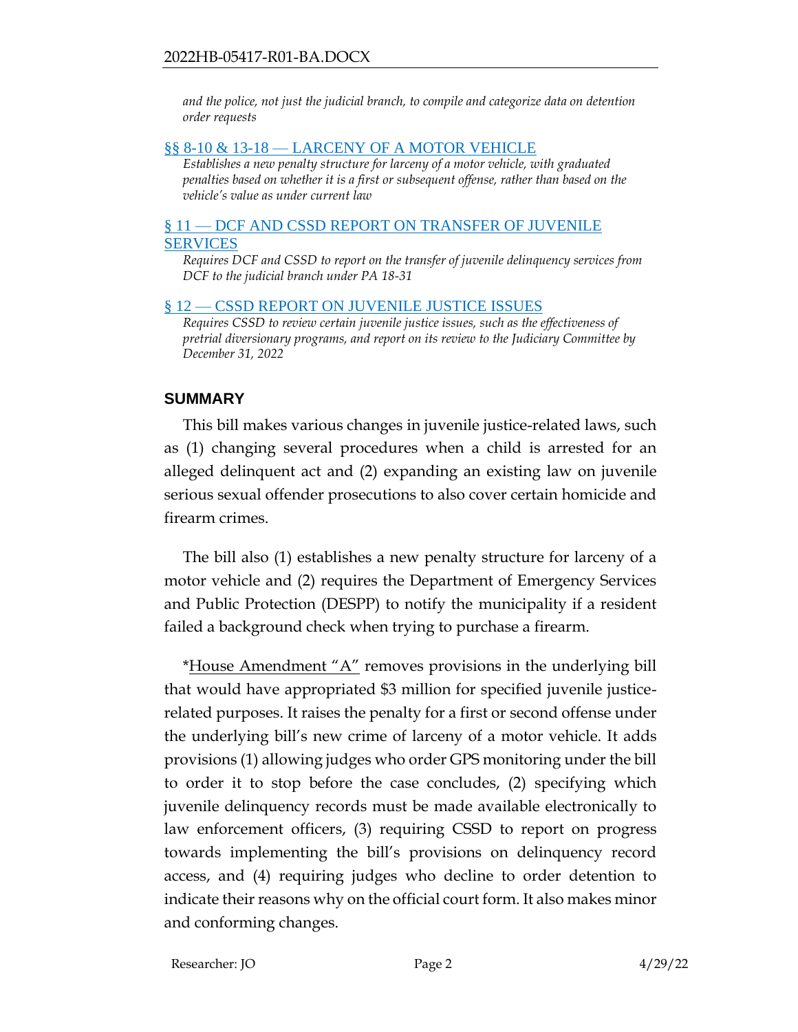*and the police, not just the judicial branch, to compile and categorize data on detention order requests*

§§ 8-10 & 13-18 — LARCENY OF A MOTOR VEHICLE

*Establishes a new penalty structure for larceny of a motor vehicle, with graduated penalties based on whether it is a first or subsequent offense, rather than based on the vehicle's value as under current law*

§ 11 — DCF AND CSSD REPORT ON TRANSFER OF JUVENILE SERVICES

*Requires DCF and CSSD to report on the transfer of juvenile delinquency services from DCF to the judicial branch under PA 18-31*

§ 12 — CSSD REPORT ON JUVENILE JUSTICE ISSUES

*Requires CSSD to review certain juvenile justice issues, such as the effectiveness of pretrial diversionary programs, and report on its review to the Judiciary Committee by December 31, 2022*

## SUMMARY

This bill makes various changes in juvenile justice-related laws, such as (1) changing several procedures when a child is arrested for an alleged delinquent act and (2) expanding an existing law on juvenile serious sexual offender prosecutions to also cover certain homicide and firearm crimes.

The bill also (1) establishes a new penalty structure for larceny of a motor vehicle and (2) requires the Department of Emergency Services and Public Protection (DESPP) to notify the municipality if a resident failed a background check when trying to purchase a firearm.

*House Amendment "A" removes provisions in the underlying bill that would have appropriated $3 million for specified juvenile justice-related purposes. It raises the penalty for a first or second offense under the underlying bill's new crime of larceny of a motor vehicle. It adds provisions (1) allowing judges who order GPS monitoring under the bill to order it to stop before the case concludes, (2) specifying which juvenile delinquency records must be made available electronically to law enforcement officers, (3) requiring CSSD to report on progress towards implementing the bill's provisions on delinquency record access, and (4) requiring judges who decline to order detention to indicate their reasons why on the official court form. It also makes minor and conforming changes.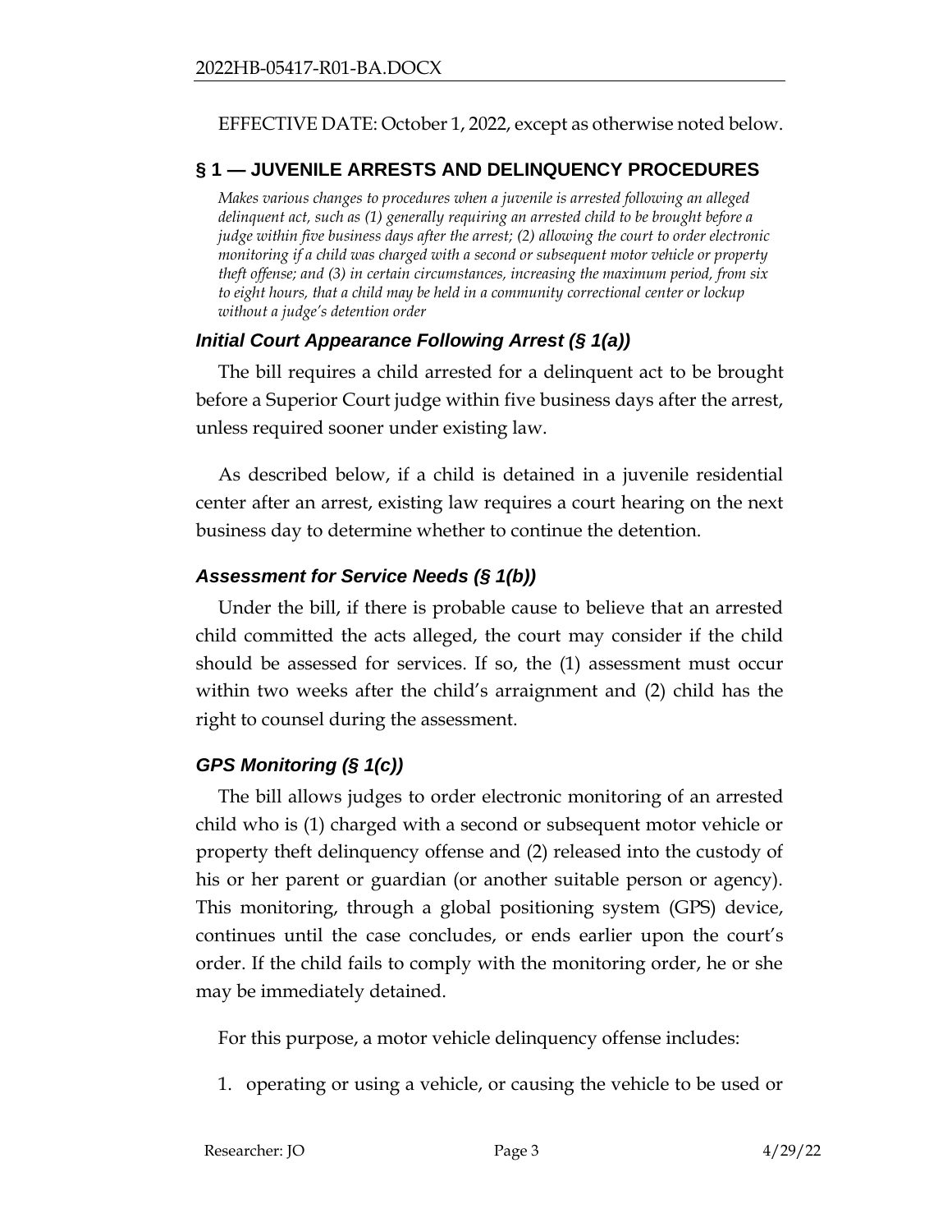EFFECTIVE DATE: October 1, 2022, except as otherwise noted below.

## § 1 — JUVENILE ARRESTS AND DELINQUENCY PROCEDURES

*Makes various changes to procedures when a juvenile is arrested following an alleged delinquent act, such as (1) generally requiring an arrested child to be brought before a judge within five business days after the arrest; (2) allowing the court to order electronic monitoring if a child was charged with a second or subsequent motor vehicle or property theft offense; and (3) in certain circumstances, increasing the maximum period, from six to eight hours, that a child may be held in a community correctional center or lockup without a judge's detention order*

### *Initial Court Appearance Following Arrest (§ 1(a))*

The bill requires a child arrested for a delinquent act to be brought before a Superior Court judge within five business days after the arrest, unless required sooner under existing law.

As described below, if a child is detained in a juvenile residential center after an arrest, existing law requires a court hearing on the next business day to determine whether to continue the detention.

### *Assessment for Service Needs (§ 1(b))*

Under the bill, if there is probable cause to believe that an arrested child committed the acts alleged, the court may consider if the child should be assessed for services. If so, the (1) assessment must occur within two weeks after the child's arraignment and (2) child has the right to counsel during the assessment.

### *GPS Monitoring (§ 1(c))*

The bill allows judges to order electronic monitoring of an arrested child who is (1) charged with a second or subsequent motor vehicle or property theft delinquency offense and (2) released into the custody of his or her parent or guardian (or another suitable person or agency). This monitoring, through a global positioning system (GPS) device, continues until the case concludes, or ends earlier upon the court's order. If the child fails to comply with the monitoring order, he or she may be immediately detained.

For this purpose, a motor vehicle delinquency offense includes:

1. operating or using a vehicle, or causing the vehicle to be used or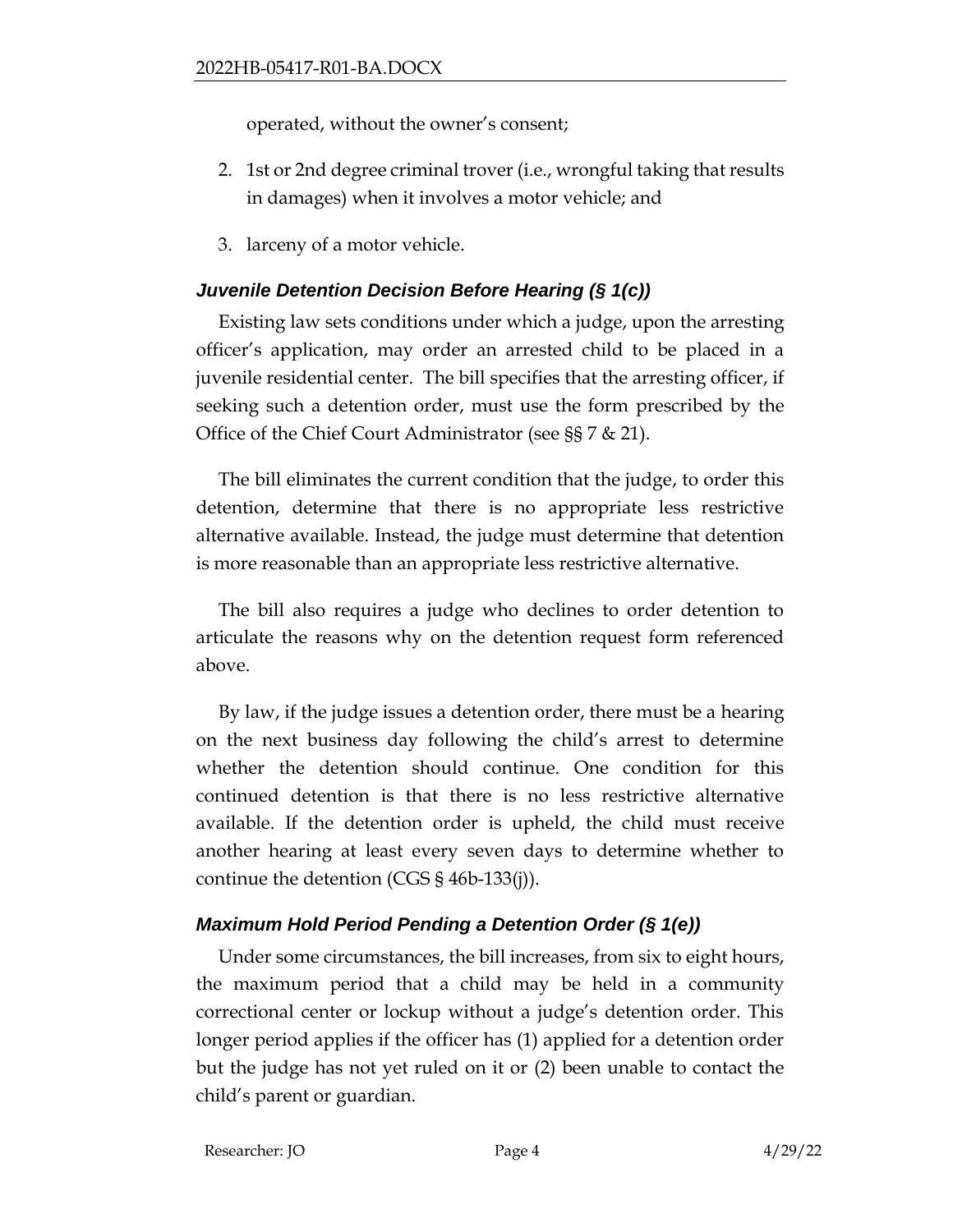operated, without the owner's consent;

2. 1st or 2nd degree criminal trover (i.e., wrongful taking that results in damages) when it involves a motor vehicle; and
3. larceny of a motor vehicle.

### *Juvenile Detention Decision Before Hearing (§ 1(c))*

Existing law sets conditions under which a judge, upon the arresting officer's application, may order an arrested child to be placed in a juvenile residential center. The bill specifies that the arresting officer, if seeking such a detention order, must use the form prescribed by the Office of the Chief Court Administrator (see §§ 7 & 21).

The bill eliminates the current condition that the judge, to order this detention, determine that there is no appropriate less restrictive alternative available. Instead, the judge must determine that detention is more reasonable than an appropriate less restrictive alternative.

The bill also requires a judge who declines to order detention to articulate the reasons why on the detention request form referenced above.

By law, if the judge issues a detention order, there must be a hearing on the next business day following the child's arrest to determine whether the detention should continue. One condition for this continued detention is that there is no less restrictive alternative available. If the detention order is upheld, the child must receive another hearing at least every seven days to determine whether to continue the detention (CGS § 46b-133(j)).

### *Maximum Hold Period Pending a Detention Order (§ 1(e))*

Under some circumstances, the bill increases, from six to eight hours, the maximum period that a child may be held in a community correctional center or lockup without a judge's detention order. This longer period applies if the officer has (1) applied for a detention order but the judge has not yet ruled on it or (2) been unable to contact the child's parent or guardian.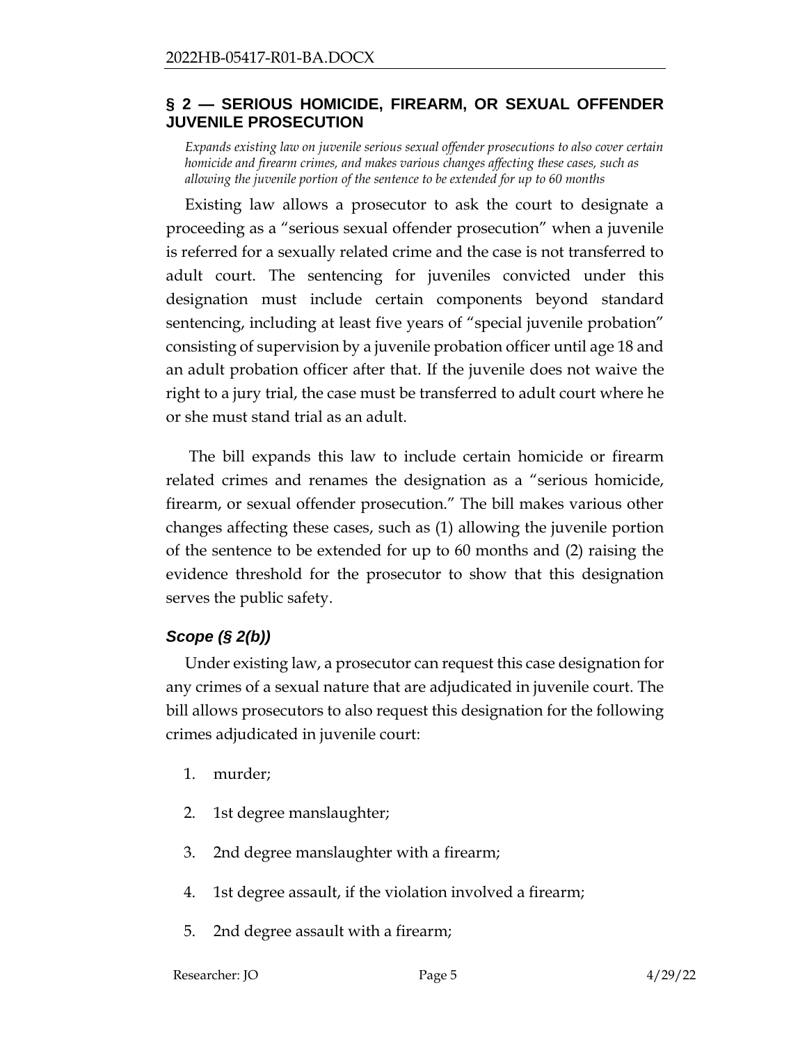## § 2 — SERIOUS HOMICIDE, FIREARM, OR SEXUAL OFFENDER JUVENILE PROSECUTION

*Expands existing law on juvenile serious sexual offender prosecutions to also cover certain homicide and firearm crimes, and makes various changes affecting these cases, such as allowing the juvenile portion of the sentence to be extended for up to 60 months*

Existing law allows a prosecutor to ask the court to designate a proceeding as a "serious sexual offender prosecution" when a juvenile is referred for a sexually related crime and the case is not transferred to adult court. The sentencing for juveniles convicted under this designation must include certain components beyond standard sentencing, including at least five years of "special juvenile probation" consisting of supervision by a juvenile probation officer until age 18 and an adult probation officer after that. If the juvenile does not waive the right to a jury trial, the case must be transferred to adult court where he or she must stand trial as an adult.

The bill expands this law to include certain homicide or firearm related crimes and renames the designation as a "serious homicide, firearm, or sexual offender prosecution." The bill makes various other changes affecting these cases, such as (1) allowing the juvenile portion of the sentence to be extended for up to 60 months and (2) raising the evidence threshold for the prosecutor to show that this designation serves the public safety.

### *Scope (§ 2(b))*

Under existing law, a prosecutor can request this case designation for any crimes of a sexual nature that are adjudicated in juvenile court. The bill allows prosecutors to also request this designation for the following crimes adjudicated in juvenile court:

1. murder;
2. 1st degree manslaughter;
3. 2nd degree manslaughter with a firearm;
4. 1st degree assault, if the violation involved a firearm;
5. 2nd degree assault with a firearm;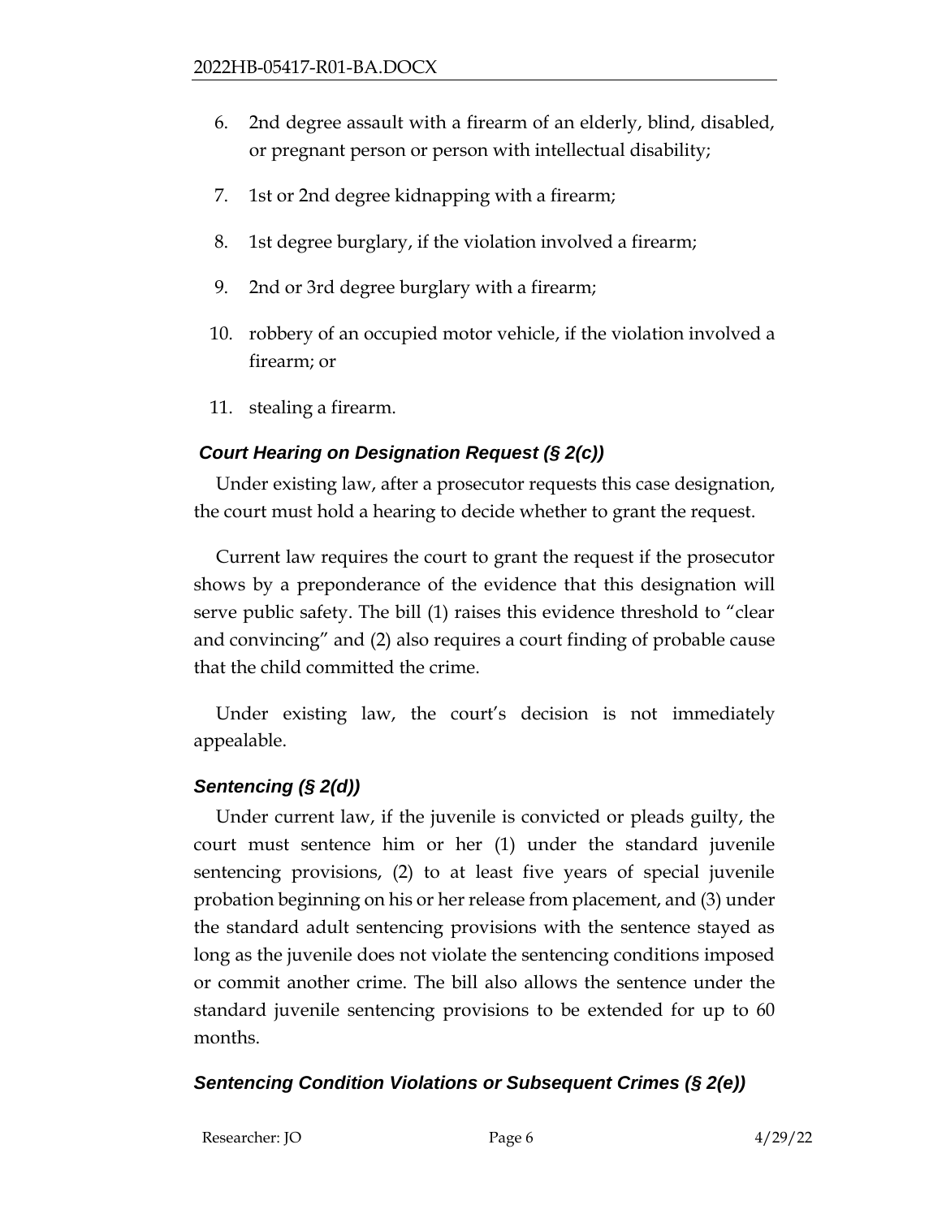6. 2nd degree assault with a firearm of an elderly, blind, disabled, or pregnant person or person with intellectual disability;

7. 1st or 2nd degree kidnapping with a firearm;

8. 1st degree burglary, if the violation involved a firearm;

9. 2nd or 3rd degree burglary with a firearm;

10. robbery of an occupied motor vehicle, if the violation involved a firearm; or

11. stealing a firearm.

### *Court Hearing on Designation Request (§ 2(c))*

Under existing law, after a prosecutor requests this case designation, the court must hold a hearing to decide whether to grant the request.

Current law requires the court to grant the request if the prosecutor shows by a preponderance of the evidence that this designation will serve public safety. The bill (1) raises this evidence threshold to "clear and convincing" and (2) also requires a court finding of probable cause that the child committed the crime.

Under existing law, the court's decision is not immediately appealable.

### *Sentencing (§ 2(d))*

Under current law, if the juvenile is convicted or pleads guilty, the court must sentence him or her (1) under the standard juvenile sentencing provisions, (2) to at least five years of special juvenile probation beginning on his or her release from placement, and (3) under the standard adult sentencing provisions with the sentence stayed as long as the juvenile does not violate the sentencing conditions imposed or commit another crime. The bill also allows the sentence under the standard juvenile sentencing provisions to be extended for up to 60 months.

### *Sentencing Condition Violations or Subsequent Crimes (§ 2(e))*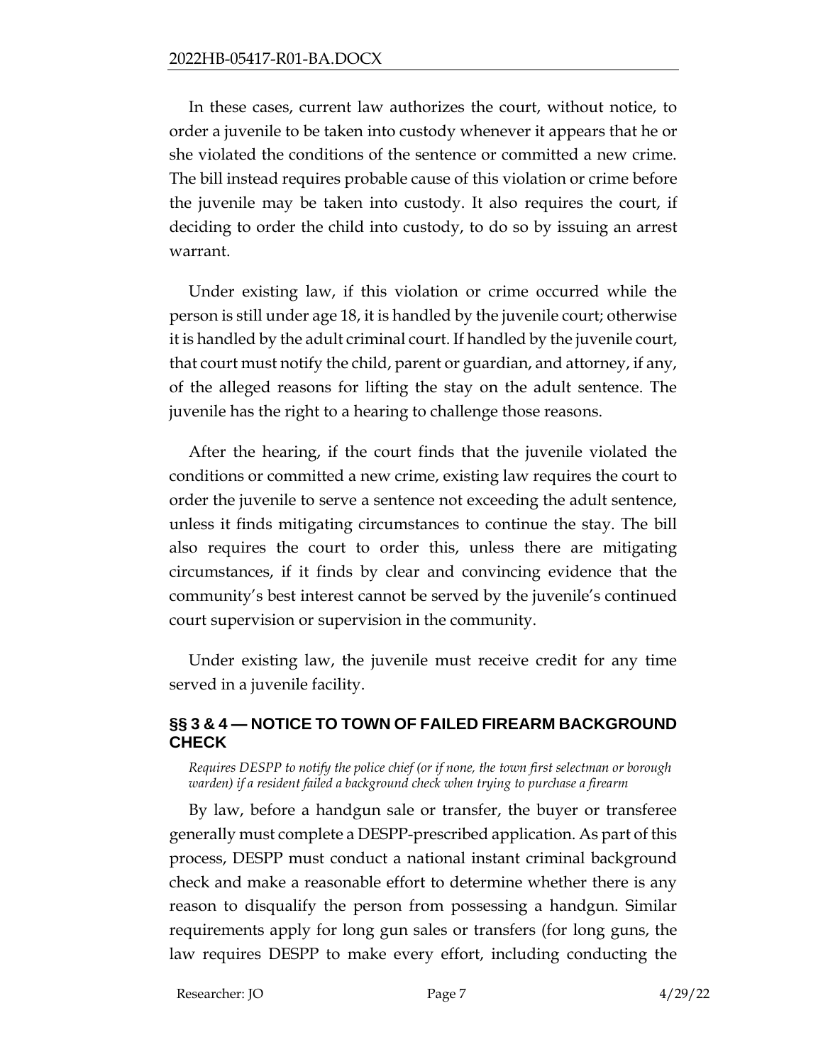In these cases, current law authorizes the court, without notice, to order a juvenile to be taken into custody whenever it appears that he or she violated the conditions of the sentence or committed a new crime. The bill instead requires probable cause of this violation or crime before the juvenile may be taken into custody. It also requires the court, if deciding to order the child into custody, to do so by issuing an arrest warrant.

Under existing law, if this violation or crime occurred while the person is still under age 18, it is handled by the juvenile court; otherwise it is handled by the adult criminal court. If handled by the juvenile court, that court must notify the child, parent or guardian, and attorney, if any, of the alleged reasons for lifting the stay on the adult sentence. The juvenile has the right to a hearing to challenge those reasons.

After the hearing, if the court finds that the juvenile violated the conditions or committed a new crime, existing law requires the court to order the juvenile to serve a sentence not exceeding the adult sentence, unless it finds mitigating circumstances to continue the stay. The bill also requires the court to order this, unless there are mitigating circumstances, if it finds by clear and convincing evidence that the community's best interest cannot be served by the juvenile's continued court supervision or supervision in the community.

Under existing law, the juvenile must receive credit for any time served in a juvenile facility.

## §§ 3 & 4 — NOTICE TO TOWN OF FAILED FIREARM BACKGROUND CHECK

*Requires DESPP to notify the police chief (or if none, the town first selectman or borough warden) if a resident failed a background check when trying to purchase a firearm*

By law, before a handgun sale or transfer, the buyer or transferee generally must complete a DESPP-prescribed application. As part of this process, DESPP must conduct a national instant criminal background check and make a reasonable effort to determine whether there is any reason to disqualify the person from possessing a handgun. Similar requirements apply for long gun sales or transfers (for long guns, the law requires DESPP to make every effort, including conducting the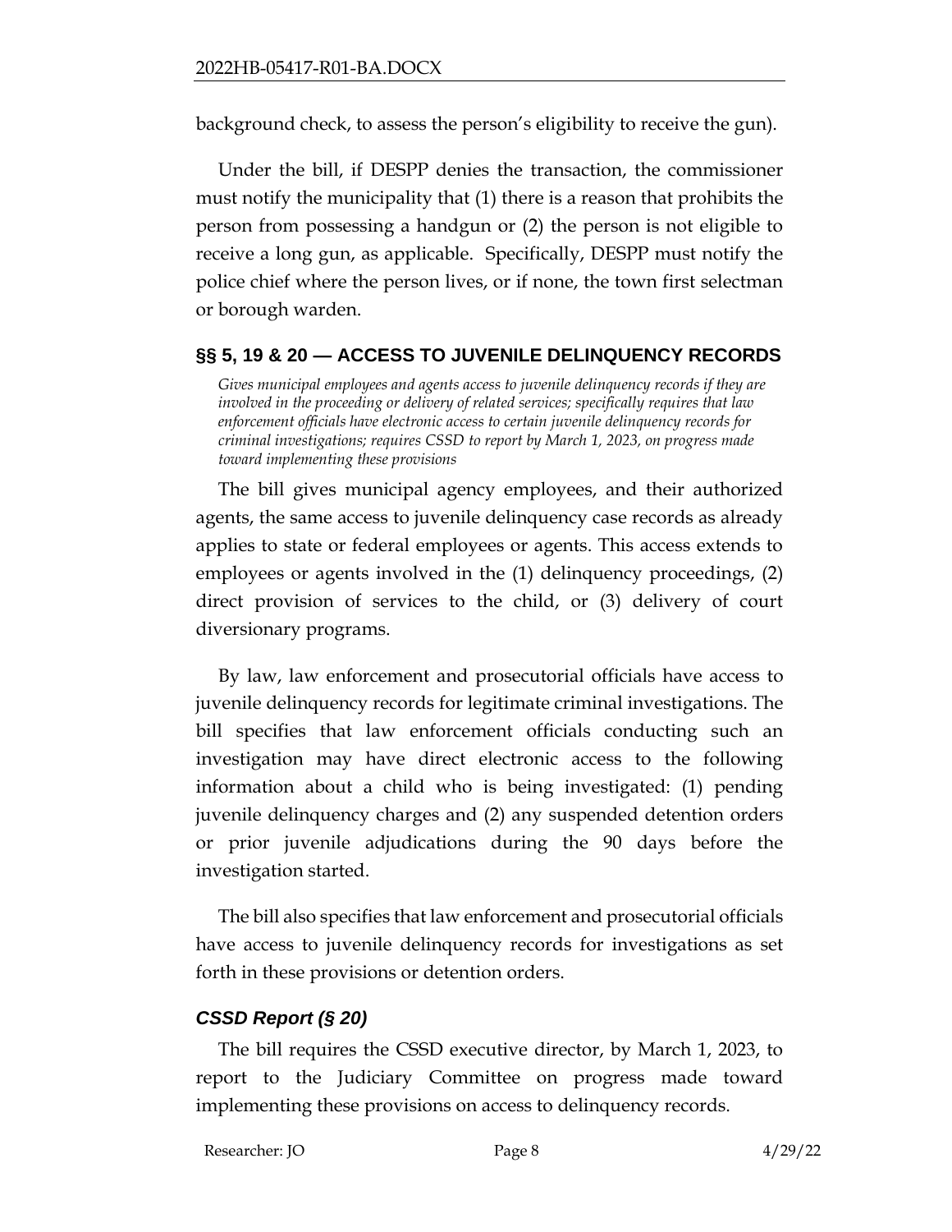background check, to assess the person's eligibility to receive the gun).

Under the bill, if DESPP denies the transaction, the commissioner must notify the municipality that (1) there is a reason that prohibits the person from possessing a handgun or (2) the person is not eligible to receive a long gun, as applicable. Specifically, DESPP must notify the police chief where the person lives, or if none, the town first selectman or borough warden.

## §§ 5, 19 & 20 — ACCESS TO JUVENILE DELINQUENCY RECORDS

*Gives municipal employees and agents access to juvenile delinquency records if they are involved in the proceeding or delivery of related services; specifically requires that law enforcement officials have electronic access to certain juvenile delinquency records for criminal investigations; requires CSSD to report by March 1, 2023, on progress made toward implementing these provisions*

The bill gives municipal agency employees, and their authorized agents, the same access to juvenile delinquency case records as already applies to state or federal employees or agents. This access extends to employees or agents involved in the (1) delinquency proceedings, (2) direct provision of services to the child, or (3) delivery of court diversionary programs.

By law, law enforcement and prosecutorial officials have access to juvenile delinquency records for legitimate criminal investigations. The bill specifies that law enforcement officials conducting such an investigation may have direct electronic access to the following information about a child who is being investigated: (1) pending juvenile delinquency charges and (2) any suspended detention orders or prior juvenile adjudications during the 90 days before the investigation started.

The bill also specifies that law enforcement and prosecutorial officials have access to juvenile delinquency records for investigations as set forth in these provisions or detention orders.

### *CSSD Report (§ 20)*

The bill requires the CSSD executive director, by March 1, 2023, to report to the Judiciary Committee on progress made toward implementing these provisions on access to delinquency records.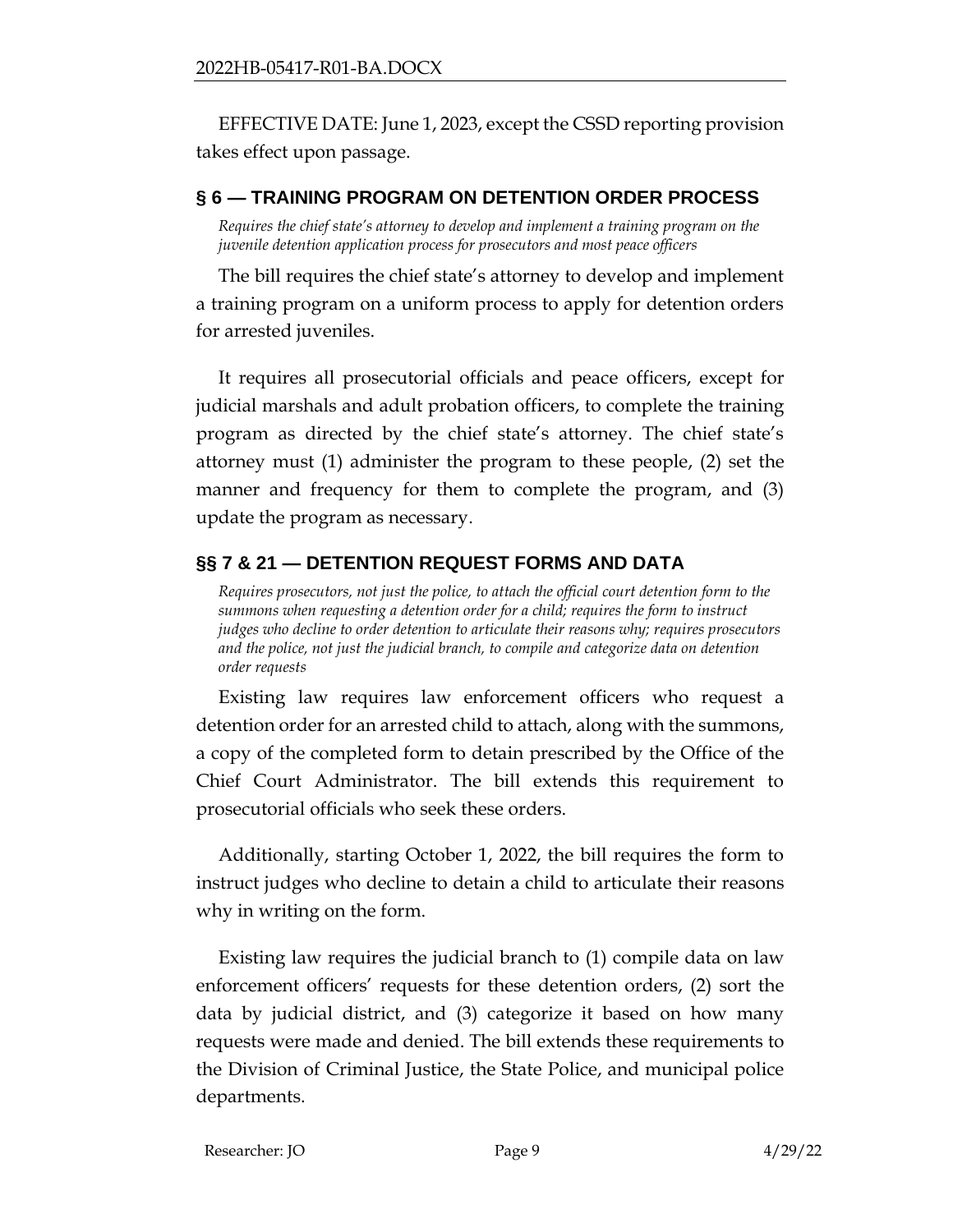EFFECTIVE DATE: June 1, 2023, except the CSSD reporting provision takes effect upon passage.

## § 6 — TRAINING PROGRAM ON DETENTION ORDER PROCESS

*Requires the chief state's attorney to develop and implement a training program on the juvenile detention application process for prosecutors and most peace officers*

The bill requires the chief state's attorney to develop and implement a training program on a uniform process to apply for detention orders for arrested juveniles.

It requires all prosecutorial officials and peace officers, except for judicial marshals and adult probation officers, to complete the training program as directed by the chief state's attorney. The chief state's attorney must (1) administer the program to these people, (2) set the manner and frequency for them to complete the program, and (3) update the program as necessary.

## §§ 7 & 21 — DETENTION REQUEST FORMS AND DATA

*Requires prosecutors, not just the police, to attach the official court detention form to the summons when requesting a detention order for a child; requires the form to instruct judges who decline to order detention to articulate their reasons why; requires prosecutors and the police, not just the judicial branch, to compile and categorize data on detention order requests*

Existing law requires law enforcement officers who request a detention order for an arrested child to attach, along with the summons, a copy of the completed form to detain prescribed by the Office of the Chief Court Administrator. The bill extends this requirement to prosecutorial officials who seek these orders.

Additionally, starting October 1, 2022, the bill requires the form to instruct judges who decline to detain a child to articulate their reasons why in writing on the form.

Existing law requires the judicial branch to (1) compile data on law enforcement officers' requests for these detention orders, (2) sort the data by judicial district, and (3) categorize it based on how many requests were made and denied. The bill extends these requirements to the Division of Criminal Justice, the State Police, and municipal police departments.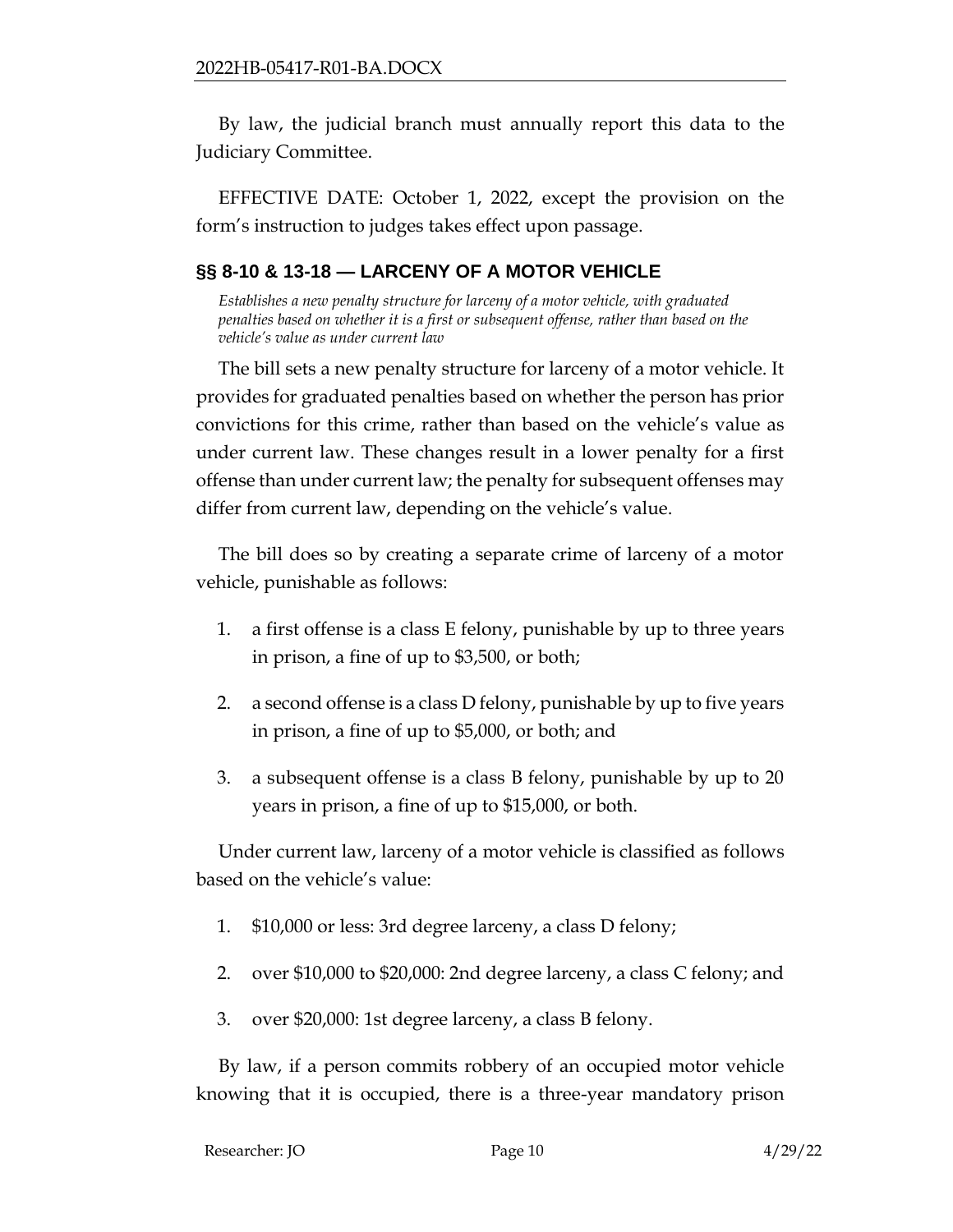By law, the judicial branch must annually report this data to the Judiciary Committee.

EFFECTIVE DATE: October 1, 2022, except the provision on the form's instruction to judges takes effect upon passage.

## §§ 8-10 & 13-18 — LARCENY OF A MOTOR VEHICLE

*Establishes a new penalty structure for larceny of a motor vehicle, with graduated penalties based on whether it is a first or subsequent offense, rather than based on the vehicle's value as under current law*

The bill sets a new penalty structure for larceny of a motor vehicle. It provides for graduated penalties based on whether the person has prior convictions for this crime, rather than based on the vehicle's value as under current law. These changes result in a lower penalty for a first offense than under current law; the penalty for subsequent offenses may differ from current law, depending on the vehicle's value.

The bill does so by creating a separate crime of larceny of a motor vehicle, punishable as follows:

1. a first offense is a class E felony, punishable by up to three years in prison, a fine of up to $3,500, or both;
2. a second offense is a class D felony, punishable by up to five years in prison, a fine of up to $5,000, or both; and
3. a subsequent offense is a class B felony, punishable by up to 20 years in prison, a fine of up to $15,000, or both.

Under current law, larceny of a motor vehicle is classified as follows based on the vehicle's value:

1. $10,000 or less: 3rd degree larceny, a class D felony;
2. over $10,000 to $20,000: 2nd degree larceny, a class C felony; and
3. over $20,000: 1st degree larceny, a class B felony.

By law, if a person commits robbery of an occupied motor vehicle knowing that it is occupied, there is a three-year mandatory prison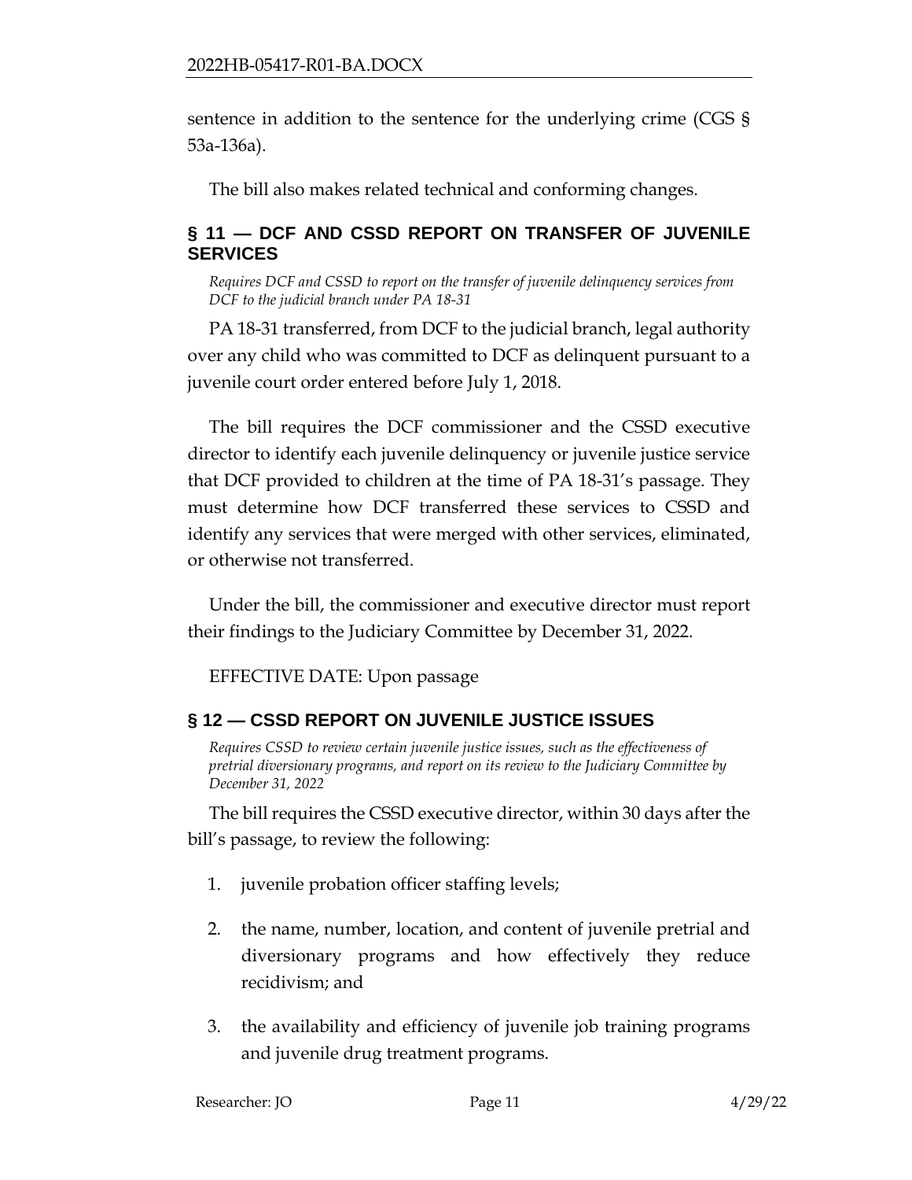sentence in addition to the sentence for the underlying crime (CGS § 53a-136a).

The bill also makes related technical and conforming changes.

## § 11 — DCF AND CSSD REPORT ON TRANSFER OF JUVENILE SERVICES

*Requires DCF and CSSD to report on the transfer of juvenile delinquency services from DCF to the judicial branch under PA 18-31*

PA 18-31 transferred, from DCF to the judicial branch, legal authority over any child who was committed to DCF as delinquent pursuant to a juvenile court order entered before July 1, 2018.

The bill requires the DCF commissioner and the CSSD executive director to identify each juvenile delinquency or juvenile justice service that DCF provided to children at the time of PA 18-31's passage. They must determine how DCF transferred these services to CSSD and identify any services that were merged with other services, eliminated, or otherwise not transferred.

Under the bill, the commissioner and executive director must report their findings to the Judiciary Committee by December 31, 2022.

EFFECTIVE DATE: Upon passage

## § 12 — CSSD REPORT ON JUVENILE JUSTICE ISSUES

*Requires CSSD to review certain juvenile justice issues, such as the effectiveness of pretrial diversionary programs, and report on its review to the Judiciary Committee by December 31, 2022*

The bill requires the CSSD executive director, within 30 days after the bill's passage, to review the following:

1. juvenile probation officer staffing levels;
2. the name, number, location, and content of juvenile pretrial and diversionary programs and how effectively they reduce recidivism; and
3. the availability and efficiency of juvenile job training programs and juvenile drug treatment programs.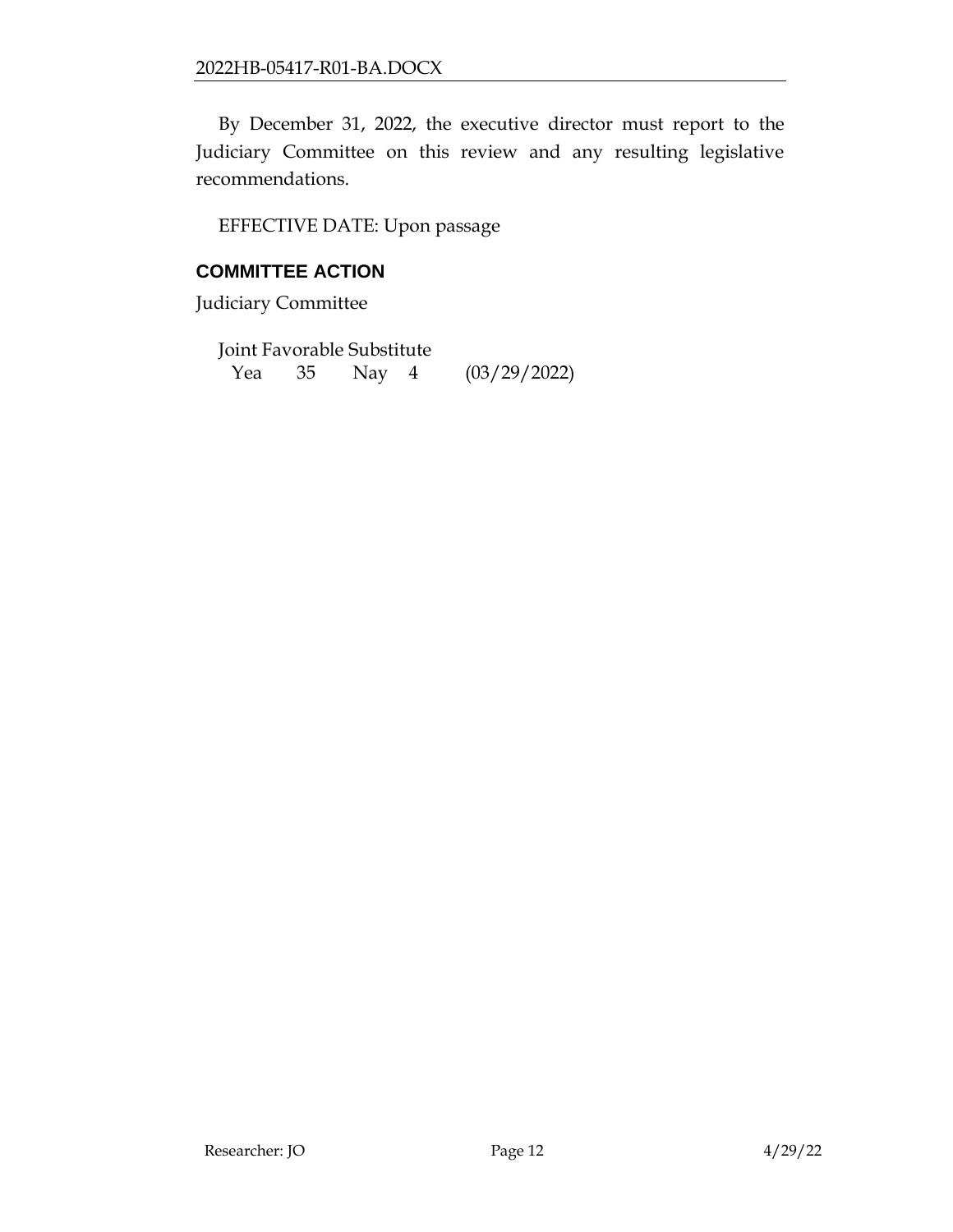By December 31, 2022, the executive director must report to the Judiciary Committee on this review and any resulting legislative recommendations.

EFFECTIVE DATE: Upon passage

## COMMITTEE ACTION

Judiciary Committee

Joint Favorable Substitute
Yea 35 Nay 4 (03/29/2022)